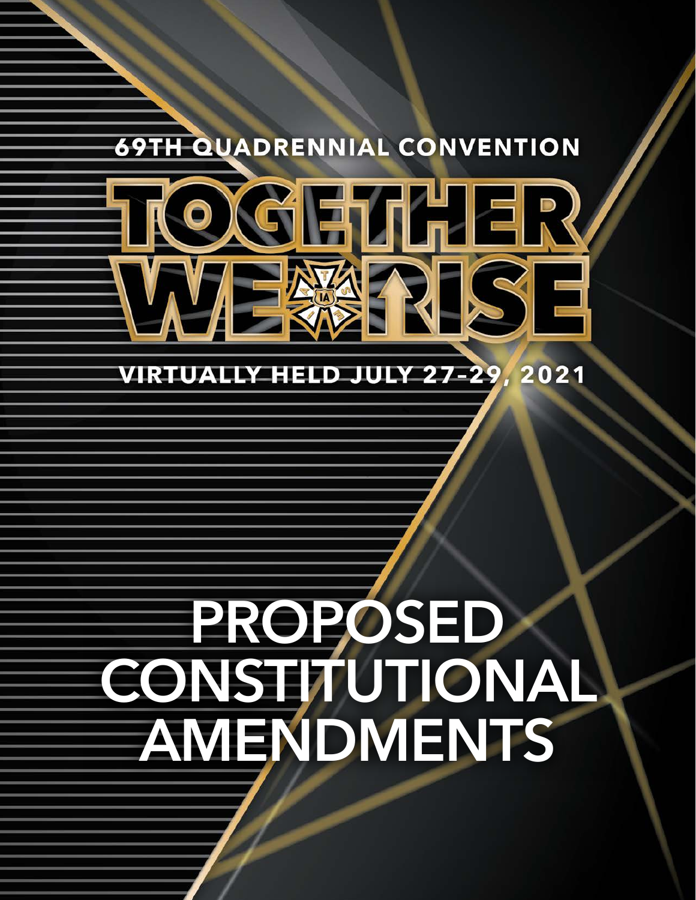69TH QUADRENNIAL CONVENTION

# TOGETHER WE RISE

VIRTUALLY HELD JULY 27–29, 2021

# PROPOSED CONSTITUTIONAL AMENDMENTS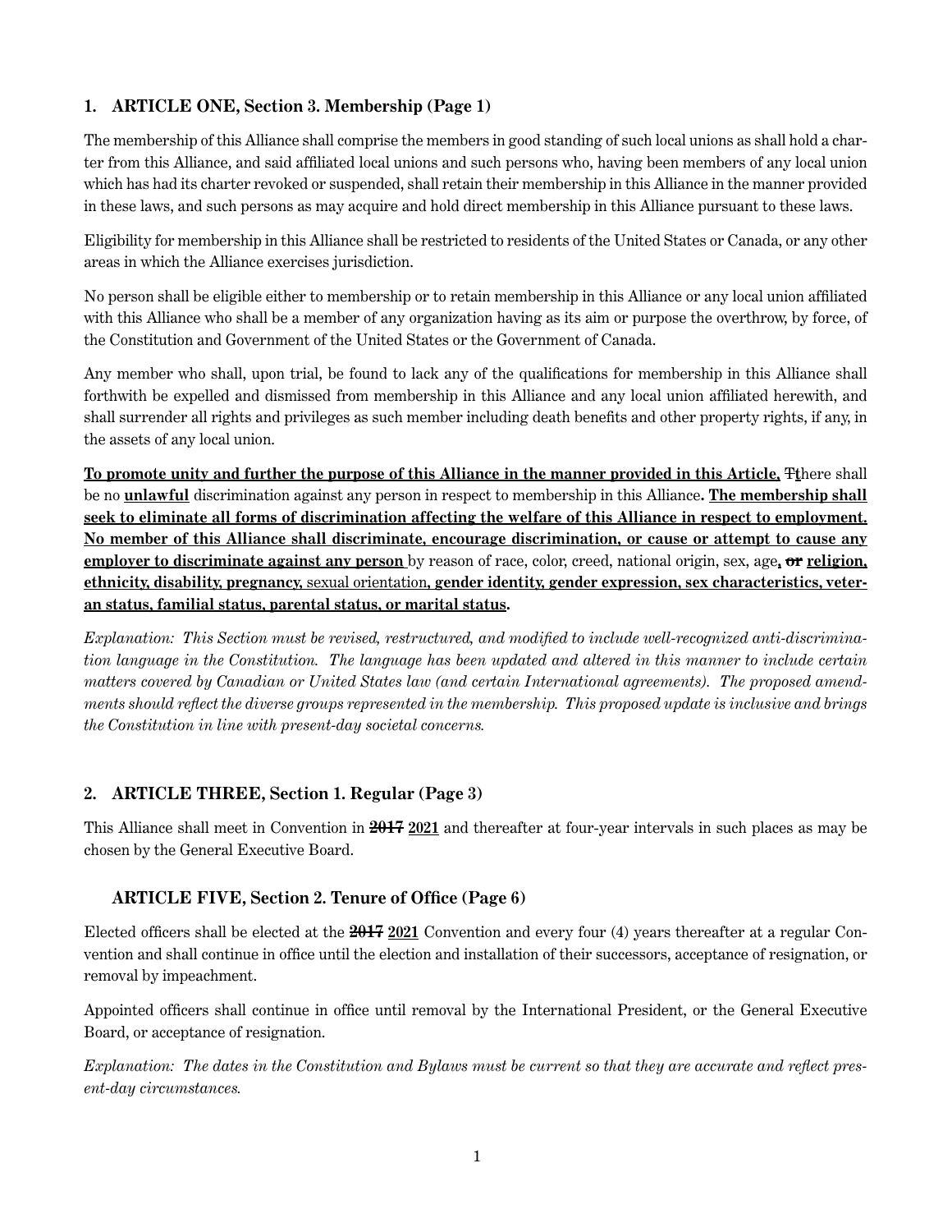### 1. ARTICLE ONE, Section 3. Membership (Page 1)

The membership of this Alliance shall comprise the members in good standing of such local unions as shall hold a charter from this Alliance, and said affiliated local unions and such persons who, having been members of any local union which has had its charter revoked or suspended, shall retain their membership in this Alliance in the manner provided in these laws, and such persons as may acquire and hold direct membership in this Alliance pursuant to these laws.

Eligibility for membership in this Alliance shall be restricted to residents of the United States or Canada, or any other areas in which the Alliance exercises jurisdiction.

No person shall be eligible either to membership or to retain membership in this Alliance or any local union affiliated with this Alliance who shall be a member of any organization having as its aim or purpose the overthrow, by force, of the Constitution and Government of the United States or the Government of Canada.

Any member who shall, upon trial, be found to lack any of the qualifications for membership in this Alliance shall forthwith be expelled and dismissed from membership in this Alliance and any local union affiliated herewith, and shall surrender all rights and privileges as such member including death benefits and other property rights, if any, in the assets of any local union.

**To promote unity and further the purpose of this Alliance in the manner provided in this Article,** ~~T~~**t**here shall be no **unlawful** discrimination against any person in respect to membership in this Alliance**. The membership shall seek to eliminate all forms of discrimination affecting the welfare of this Alliance in respect to employment. No member of this Alliance shall discriminate, encourage discrimination, or cause or attempt to cause any employer to discriminate against any person** by reason of race, color, creed, national origin, sex, age**,** ~~**or**~~ **religion, ethnicity, disability, pregnancy,** sexual orientation**, gender identity, gender expression, sex characteristics, veteran status, familial status, parental status, or marital status.**

*Explanation: This Section must be revised, restructured, and modified to include well-recognized anti-discrimination language in the Constitution. The language has been updated and altered in this manner to include certain matters covered by Canadian or United States law (and certain International agreements). The proposed amendments should reflect the diverse groups represented in the membership. This proposed update is inclusive and brings the Constitution in line with present-day societal concerns.*

### 2. ARTICLE THREE, Section 1. Regular (Page 3)

This Alliance shall meet in Convention in ~~**2017**~~ **2021** and thereafter at four-year intervals in such places as may be chosen by the General Executive Board.

### ARTICLE FIVE, Section 2. Tenure of Office (Page 6)

Elected officers shall be elected at the ~~**2017**~~ **2021** Convention and every four (4) years thereafter at a regular Convention and shall continue in office until the election and installation of their successors, acceptance of resignation, or removal by impeachment.

Appointed officers shall continue in office until removal by the International President, or the General Executive Board, or acceptance of resignation.

*Explanation: The dates in the Constitution and Bylaws must be current so that they are accurate and reflect present-day circumstances.*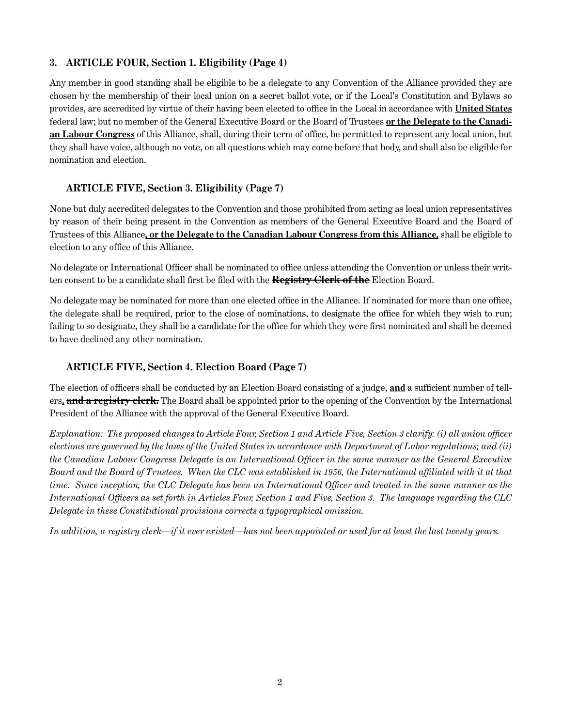### 3. ARTICLE FOUR, Section 1. Eligibility (Page 4)

Any member in good standing shall be eligible to be a delegate to any Convention of the Alliance provided they are chosen by the membership of their local union on a secret ballot vote, or if the Local's Constitution and Bylaws so provides, are accredited by virtue of their having been elected to office in the Local in accordance with <u>**United States**</u> federal law; but no member of the General Executive Board or the Board of Trustees <u>**or the Delegate to the Canadian Labour Congress**</u> of this Alliance, shall, during their term of office, be permitted to represent any local union, but they shall have voice, although no vote, on all questions which may come before that body, and shall also be eligible for nomination and election.

### ARTICLE FIVE, Section 3. Eligibility (Page 7)

None but duly accredited delegates to the Convention and those prohibited from acting as local union representatives by reason of their being present in the Convention as members of the General Executive Board and the Board of Trustees of this Alliance<u>**, or the Delegate to the Canadian Labour Congress from this Alliance,**</u> shall be eligible to election to any office of this Alliance.

No delegate or International Officer shall be nominated to office unless attending the Convention or unless their written consent to be a candidate shall first be filed with the ~~**Registry Clerk of the**~~ Election Board.

No delegate may be nominated for more than one elected office in the Alliance. If nominated for more than one office, the delegate shall be required, prior to the close of nominations, to designate the office for which they wish to run; failing to so designate, they shall be a candidate for the office for which they were first nominated and shall be deemed to have declined any other nomination.

### ARTICLE FIVE, Section 4. Election Board (Page 7)

The election of officers shall be conducted by an Election Board consisting of a judge~~,~~ <u>**and**</u> a sufficient number of tellers<u>**.**</u> ~~**and a registry clerk.**~~ The Board shall be appointed prior to the opening of the Convention by the International President of the Alliance with the approval of the General Executive Board.

*Explanation: The proposed changes to Article Four, Section 1 and Article Five, Section 3 clarify: (i) all union officer elections are governed by the laws of the United States in accordance with Department of Labor regulations; and (ii) the Canadian Labour Congress Delegate is an International Officer in the same manner as the General Executive Board and the Board of Trustees. When the CLC was established in 1956, the International affiliated with it at that time. Since inception, the CLC Delegate has been an International Officer and treated in the same manner as the International Officers as set forth in Articles Four, Section 1 and Five, Section 3. The language regarding the CLC Delegate in these Constitutional provisions corrects a typographical omission.*

*In addition, a registry clerk—if it ever existed—has not been appointed or used for at least the last twenty years.*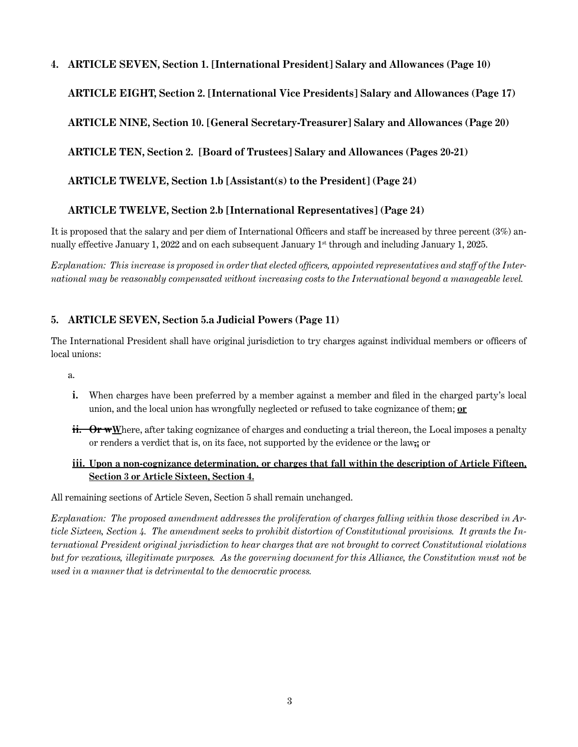**4. ARTICLE SEVEN, Section 1. [International President] Salary and Allowances (Page 10)**

**ARTICLE EIGHT, Section 2. [International Vice Presidents] Salary and Allowances (Page 17)**

**ARTICLE NINE, Section 10. [General Secretary-Treasurer] Salary and Allowances (Page 20)**

**ARTICLE TEN, Section 2. [Board of Trustees] Salary and Allowances (Pages 20-21)**

**ARTICLE TWELVE, Section 1.b [Assistant(s) to the President] (Page 24)**

**ARTICLE TWELVE, Section 2.b [International Representatives] (Page 24)**

It is proposed that the salary and per diem of International Officers and staff be increased by three percent (3%) annually effective January 1, 2022 and on each subsequent January 1st through and including January 1, 2025.

*Explanation: This increase is proposed in order that elected officers, appointed representatives and staff of the International may be reasonably compensated without increasing costs to the International beyond a manageable level.*

**5. ARTICLE SEVEN, Section 5.a Judicial Powers (Page 11)**

The International President shall have original jurisdiction to try charges against individual members or officers of local unions:

a.

**i.** When charges have been preferred by a member against a member and filed in the charged party's local union, and the local union has wrongfully neglected or refused to take cognizance of them; **or**

**ii.** ~~Or w~~**W**here, after taking cognizance of charges and conducting a trial thereon, the Local imposes a penalty or renders a verdict that is, on its face, not supported by the evidence or the law~~.~~**;** or

**iii. Upon a non-cognizance determination, or charges that fall within the description of Article Fifteen, Section 3 or Article Sixteen, Section 4.**

All remaining sections of Article Seven, Section 5 shall remain unchanged.

*Explanation: The proposed amendment addresses the proliferation of charges falling within those described in Article Sixteen, Section 4. The amendment seeks to prohibit distortion of Constitutional provisions. It grants the International President original jurisdiction to hear charges that are not brought to correct Constitutional violations but for vexatious, illegitimate purposes. As the governing document for this Alliance, the Constitution must not be used in a manner that is detrimental to the democratic process.*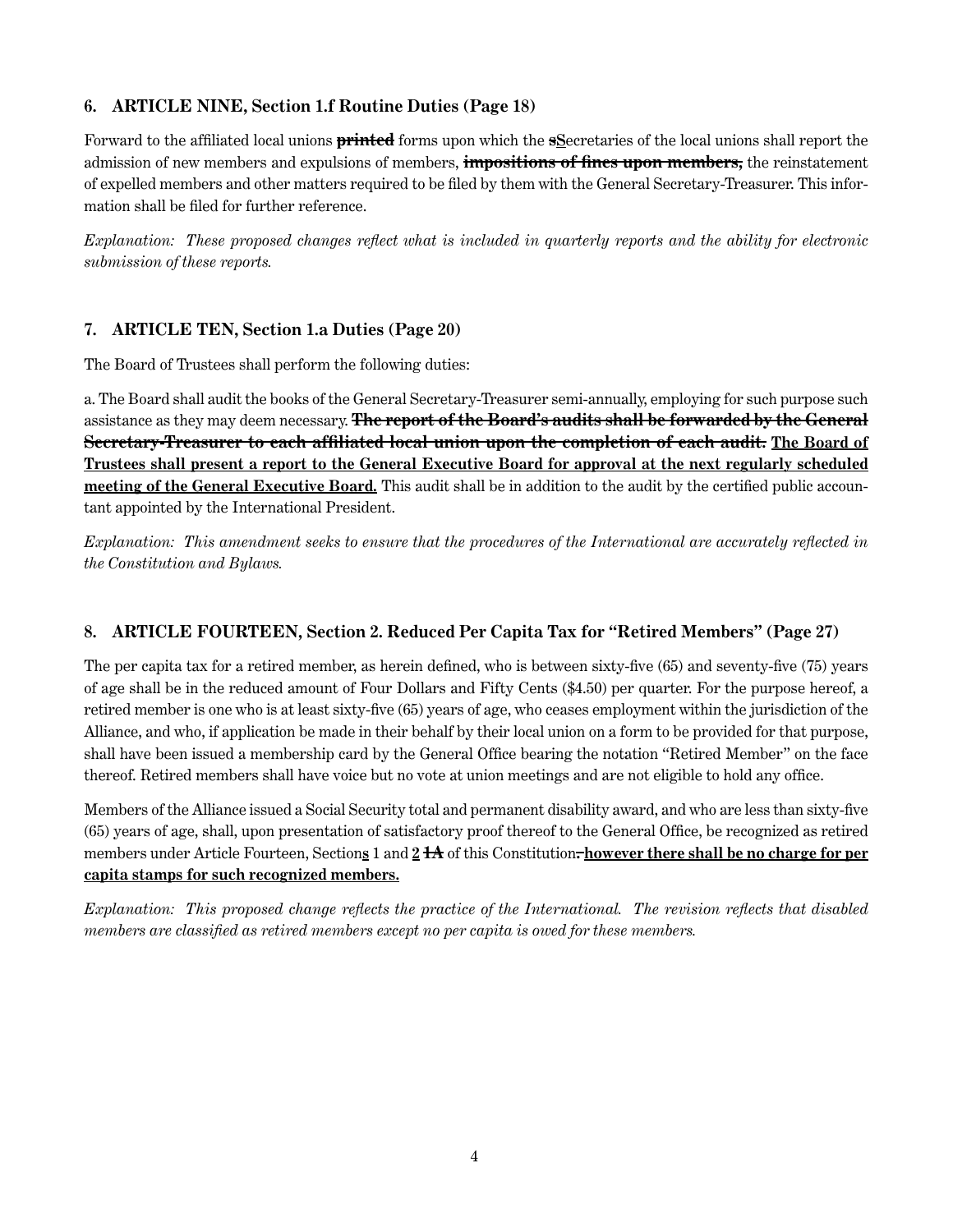### 6. ARTICLE NINE, Section 1.f Routine Duties (Page 18)

Forward to the affiliated local unions ~~**printed**~~ forms upon which the ~~**s**~~<u>S</u>ecretaries of the local unions shall report the admission of new members and expulsions of members, ~~**impositions of fines upon members,**~~ the reinstatement of expelled members and other matters required to be filed by them with the General Secretary-Treasurer. This information shall be filed for further reference.

*Explanation: These proposed changes reflect what is included in quarterly reports and the ability for electronic submission of these reports.*

### 7. ARTICLE TEN, Section 1.a Duties (Page 20)

The Board of Trustees shall perform the following duties:

a. The Board shall audit the books of the General Secretary-Treasurer semi-annually, employing for such purpose such assistance as they may deem necessary. ~~**The report of the Board's audits shall be forwarded by the General Secretary-Treasurer to each affiliated local union upon the completion of each audit.**~~ <u>**The Board of Trustees shall present a report to the General Executive Board for approval at the next regularly scheduled meeting of the General Executive Board.**</u> This audit shall be in addition to the audit by the certified public accountant appointed by the International President.

*Explanation: This amendment seeks to ensure that the procedures of the International are accurately reflected in the Constitution and Bylaws.*

### 8. ARTICLE FOURTEEN, Section 2. Reduced Per Capita Tax for "Retired Members" (Page 27)

The per capita tax for a retired member, as herein defined, who is between sixty-five (65) and seventy-five (75) years of age shall be in the reduced amount of Four Dollars and Fifty Cents ($4.50) per quarter. For the purpose hereof, a retired member is one who is at least sixty-five (65) years of age, who ceases employment within the jurisdiction of the Alliance, and who, if application be made in their behalf by their local union on a form to be provided for that purpose, shall have been issued a membership card by the General Office bearing the notation "Retired Member" on the face thereof. Retired members shall have voice but no vote at union meetings and are not eligible to hold any office.

Members of the Alliance issued a Social Security total and permanent disability award, and who are less than sixty-five (65) years of age, shall, upon presentation of satisfactory proof thereof to the General Office, be recognized as retired members under Article Fourteen, Section<u>**s**</u> 1 and <u>**2**</u> ~~**1A**~~ of this Constitution~~**.**~~ <u>**however there shall be no charge for per capita stamps for such recognized members.**</u>

*Explanation: This proposed change reflects the practice of the International. The revision reflects that disabled members are classified as retired members except no per capita is owed for these members.*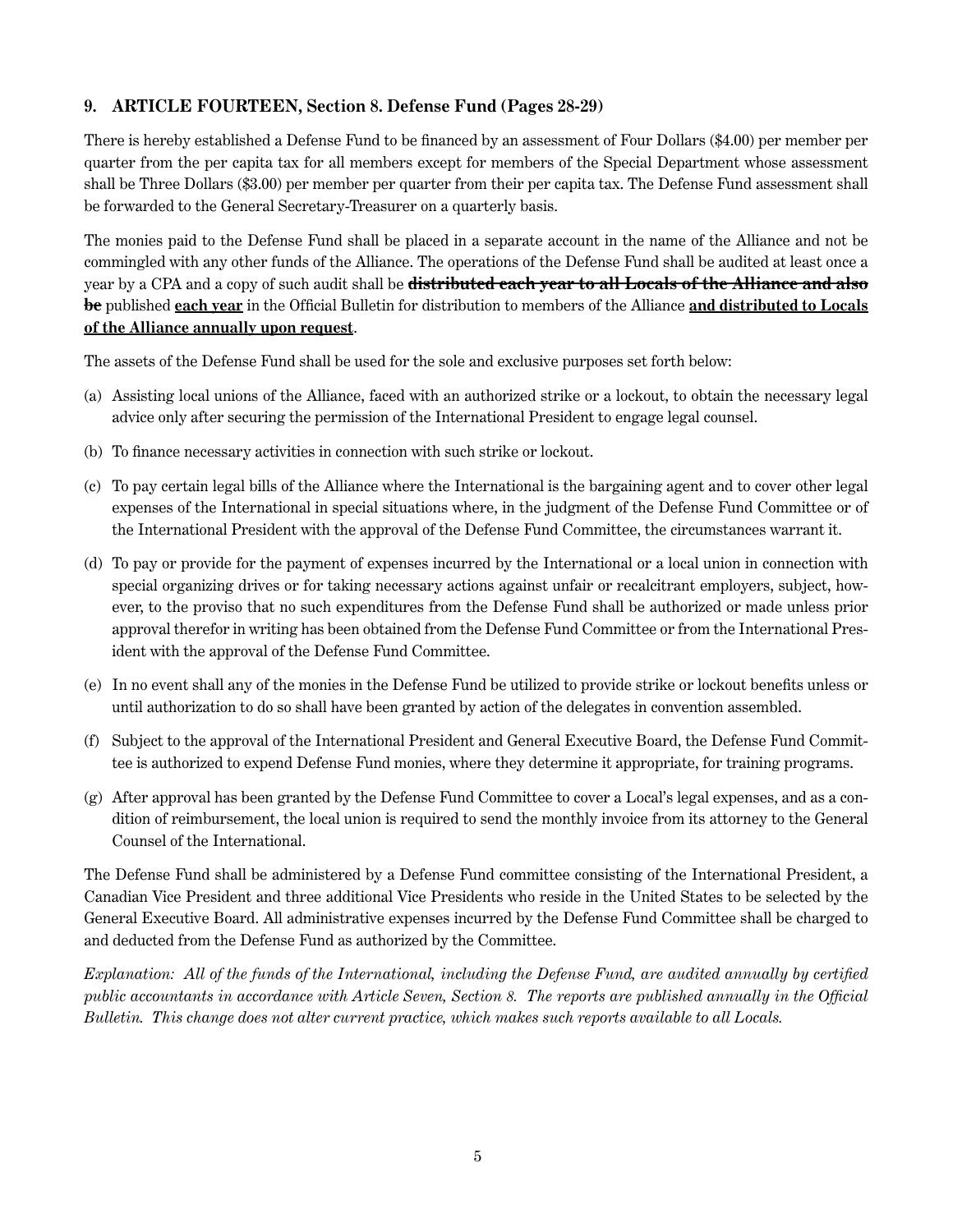### 9. ARTICLE FOURTEEN, Section 8. Defense Fund (Pages 28-29)

There is hereby established a Defense Fund to be financed by an assessment of Four Dollars ($4.00) per member per quarter from the per capita tax for all members except for members of the Special Department whose assessment shall be Three Dollars ($3.00) per member per quarter from their per capita tax. The Defense Fund assessment shall be forwarded to the General Secretary-Treasurer on a quarterly basis.

The monies paid to the Defense Fund shall be placed in a separate account in the name of the Alliance and not be commingled with any other funds of the Alliance. The operations of the Defense Fund shall be audited at least once a year by a CPA and a copy of such audit shall be ~~**distributed each year to all Locals of the Alliance and also be**~~ published <u>**each year**</u> in the Official Bulletin for distribution to members of the Alliance <u>**and distributed to Locals of the Alliance annually upon request**</u>.

The assets of the Defense Fund shall be used for the sole and exclusive purposes set forth below:

(a) Assisting local unions of the Alliance, faced with an authorized strike or a lockout, to obtain the necessary legal advice only after securing the permission of the International President to engage legal counsel.

(b) To finance necessary activities in connection with such strike or lockout.

(c) To pay certain legal bills of the Alliance where the International is the bargaining agent and to cover other legal expenses of the International in special situations where, in the judgment of the Defense Fund Committee or of the International President with the approval of the Defense Fund Committee, the circumstances warrant it.

(d) To pay or provide for the payment of expenses incurred by the International or a local union in connection with special organizing drives or for taking necessary actions against unfair or recalcitrant employers, subject, however, to the proviso that no such expenditures from the Defense Fund shall be authorized or made unless prior approval therefor in writing has been obtained from the Defense Fund Committee or from the International President with the approval of the Defense Fund Committee.

(e) In no event shall any of the monies in the Defense Fund be utilized to provide strike or lockout benefits unless or until authorization to do so shall have been granted by action of the delegates in convention assembled.

(f) Subject to the approval of the International President and General Executive Board, the Defense Fund Committee is authorized to expend Defense Fund monies, where they determine it appropriate, for training programs.

(g) After approval has been granted by the Defense Fund Committee to cover a Local's legal expenses, and as a condition of reimbursement, the local union is required to send the monthly invoice from its attorney to the General Counsel of the International.

The Defense Fund shall be administered by a Defense Fund committee consisting of the International President, a Canadian Vice President and three additional Vice Presidents who reside in the United States to be selected by the General Executive Board. All administrative expenses incurred by the Defense Fund Committee shall be charged to and deducted from the Defense Fund as authorized by the Committee.

*Explanation: All of the funds of the International, including the Defense Fund, are audited annually by certified public accountants in accordance with Article Seven, Section 8. The reports are published annually in the Official Bulletin. This change does not alter current practice, which makes such reports available to all Locals.*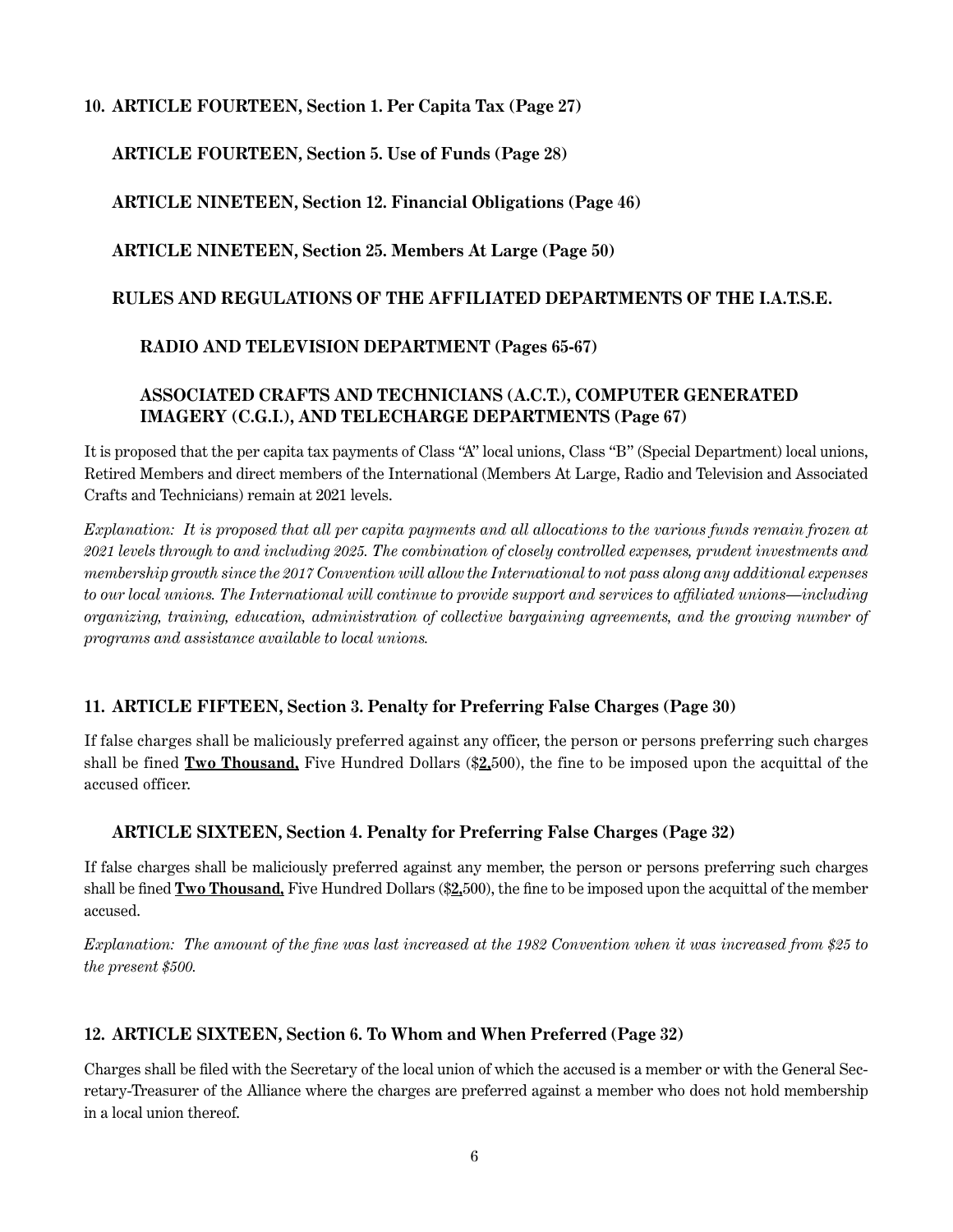**10. ARTICLE FOURTEEN, Section 1. Per Capita Tax (Page 27)**

**ARTICLE FOURTEEN, Section 5. Use of Funds (Page 28)**

**ARTICLE NINETEEN, Section 12. Financial Obligations (Page 46)**

**ARTICLE NINETEEN, Section 25. Members At Large (Page 50)**

**RULES AND REGULATIONS OF THE AFFILIATED DEPARTMENTS OF THE I.A.T.S.E.**

**RADIO AND TELEVISION DEPARTMENT (Pages 65-67)**

**ASSOCIATED CRAFTS AND TECHNICIANS (A.C.T.), COMPUTER GENERATED IMAGERY (C.G.I.), AND TELECHARGE DEPARTMENTS (Page 67)**

It is proposed that the per capita tax payments of Class "A" local unions, Class "B" (Special Department) local unions, Retired Members and direct members of the International (Members At Large, Radio and Television and Associated Crafts and Technicians) remain at 2021 levels.

*Explanation: It is proposed that all per capita payments and all allocations to the various funds remain frozen at 2021 levels through to and including 2025. The combination of closely controlled expenses, prudent investments and membership growth since the 2017 Convention will allow the International to not pass along any additional expenses to our local unions. The International will continue to provide support and services to affiliated unions—including organizing, training, education, administration of collective bargaining agreements, and the growing number of programs and assistance available to local unions.*

**11. ARTICLE FIFTEEN, Section 3. Penalty for Preferring False Charges (Page 30)**

If false charges shall be maliciously preferred against any officer, the person or persons preferring such charges shall be fined **<u>Two Thousand,</u>** Five Hundred Dollars ($**<u>2,</u>**500), the fine to be imposed upon the acquittal of the accused officer.

**ARTICLE SIXTEEN, Section 4. Penalty for Preferring False Charges (Page 32)**

If false charges shall be maliciously preferred against any member, the person or persons preferring such charges shall be fined **<u>Two Thousand,</u>** Five Hundred Dollars ($**<u>2,</u>**500), the fine to be imposed upon the acquittal of the member accused.

*Explanation: The amount of the fine was last increased at the 1982 Convention when it was increased from $25 to the present $500.*

**12. ARTICLE SIXTEEN, Section 6. To Whom and When Preferred (Page 32)**

Charges shall be filed with the Secretary of the local union of which the accused is a member or with the General Secretary-Treasurer of the Alliance where the charges are preferred against a member who does not hold membership in a local union thereof.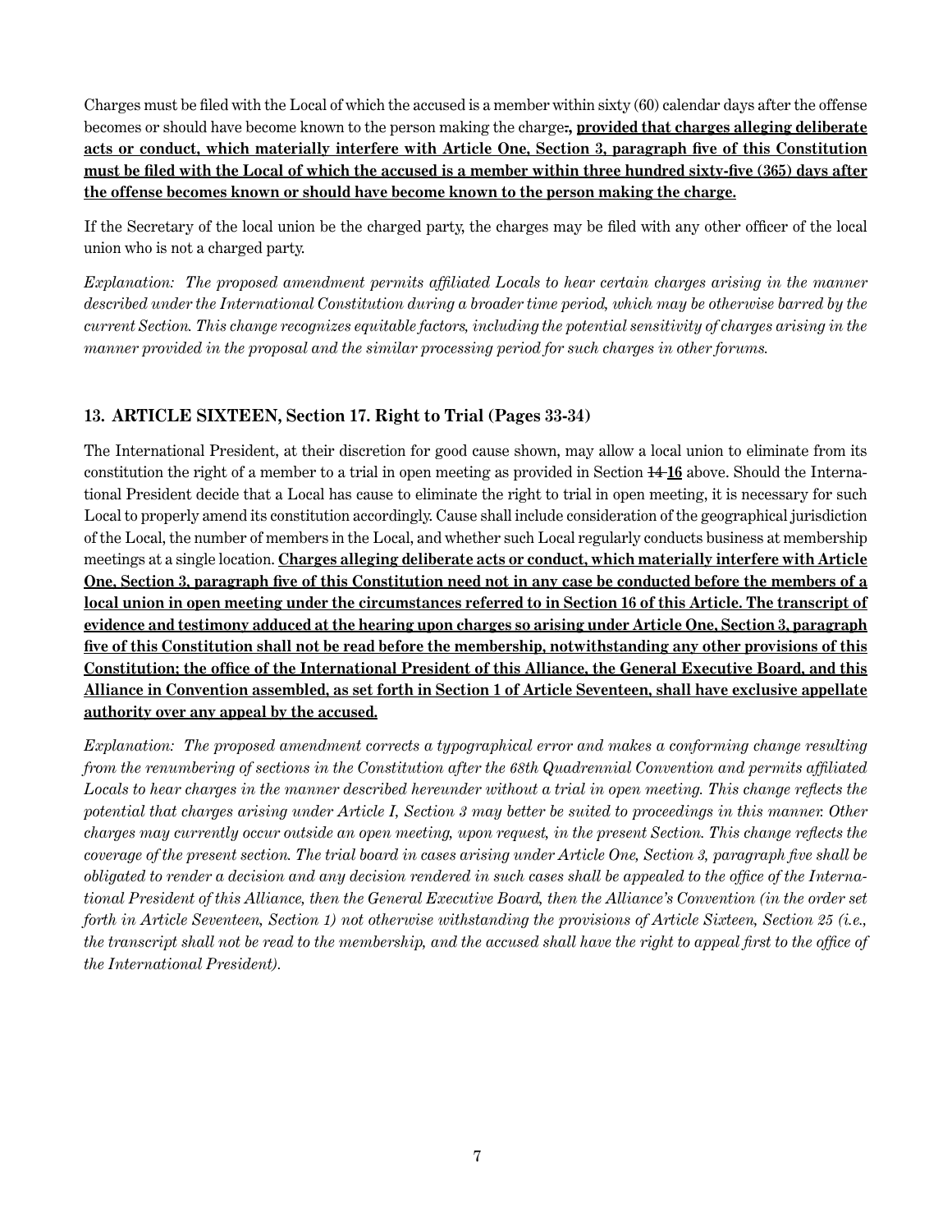Charges must be filed with the Local of which the accused is a member within sixty (60) calendar days after the offense becomes or should have become known to the person making the charge~~.~~**, provided that charges alleging deliberate acts or conduct, which materially interfere with Article One, Section 3, paragraph five of this Constitution must be filed with the Local of which the accused is a member within three hundred sixty-five (365) days after the offense becomes known or should have become known to the person making the charge.**

If the Secretary of the local union be the charged party, the charges may be filed with any other officer of the local union who is not a charged party.

*Explanation: The proposed amendment permits affiliated Locals to hear certain charges arising in the manner described under the International Constitution during a broader time period, which may be otherwise barred by the current Section. This change recognizes equitable factors, including the potential sensitivity of charges arising in the manner provided in the proposal and the similar processing period for such charges in other forums.*

### 13. ARTICLE SIXTEEN, Section 17. Right to Trial (Pages 33-34)

The International President, at their discretion for good cause shown, may allow a local union to eliminate from its constitution the right of a member to a trial in open meeting as provided in Section ~~14~~ **16** above. Should the International President decide that a Local has cause to eliminate the right to trial in open meeting, it is necessary for such Local to properly amend its constitution accordingly. Cause shall include consideration of the geographical jurisdiction of the Local, the number of members in the Local, and whether such Local regularly conducts business at membership meetings at a single location. **Charges alleging deliberate acts or conduct, which materially interfere with Article One, Section 3, paragraph five of this Constitution need not in any case be conducted before the members of a local union in open meeting under the circumstances referred to in Section 16 of this Article. The transcript of evidence and testimony adduced at the hearing upon charges so arising under Article One, Section 3, paragraph five of this Constitution shall not be read before the membership, notwithstanding any other provisions of this Constitution; the office of the International President of this Alliance, the General Executive Board, and this Alliance in Convention assembled, as set forth in Section 1 of Article Seventeen, shall have exclusive appellate authority over any appeal by the accused.**

*Explanation: The proposed amendment corrects a typographical error and makes a conforming change resulting from the renumbering of sections in the Constitution after the 68th Quadrennial Convention and permits affiliated Locals to hear charges in the manner described hereunder without a trial in open meeting. This change reflects the potential that charges arising under Article I, Section 3 may better be suited to proceedings in this manner. Other charges may currently occur outside an open meeting, upon request, in the present Section. This change reflects the coverage of the present section. The trial board in cases arising under Article One, Section 3, paragraph five shall be obligated to render a decision and any decision rendered in such cases shall be appealed to the office of the International President of this Alliance, then the General Executive Board, then the Alliance's Convention (in the order set forth in Article Seventeen, Section 1) not otherwise withstanding the provisions of Article Sixteen, Section 25 (i.e., the transcript shall not be read to the membership, and the accused shall have the right to appeal first to the office of the International President).*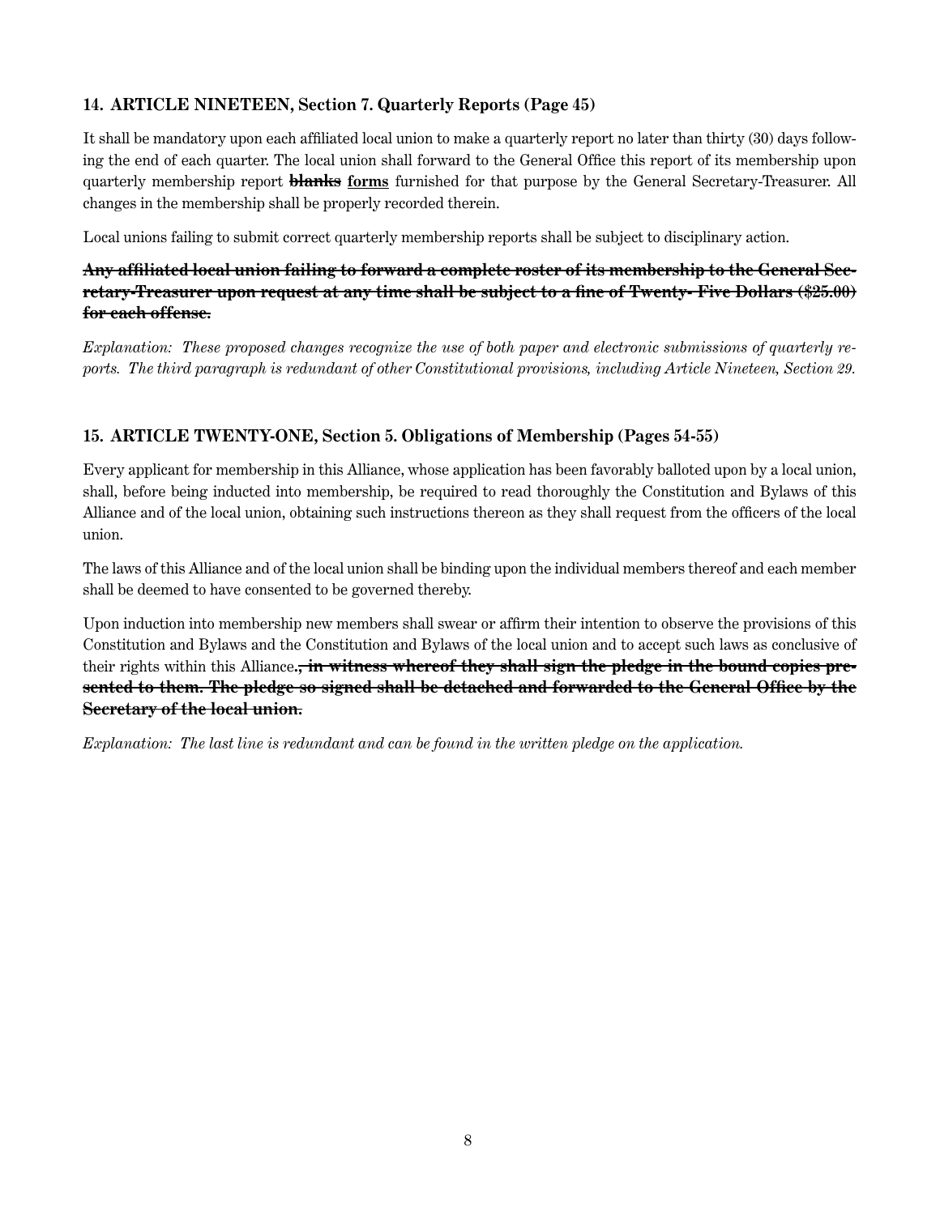### 14. ARTICLE NINETEEN, Section 7. Quarterly Reports (Page 45)

It shall be mandatory upon each affiliated local union to make a quarterly report no later than thirty (30) days following the end of each quarter. The local union shall forward to the General Office this report of its membership upon quarterly membership report ~~**blanks**~~ <u>**forms**</u> furnished for that purpose by the General Secretary-Treasurer. All changes in the membership shall be properly recorded therein.

Local unions failing to submit correct quarterly membership reports shall be subject to disciplinary action.

~~**Any affiliated local union failing to forward a complete roster of its membership to the General Secretary-Treasurer upon request at any time shall be subject to a fine of Twenty- Five Dollars ($25.00) for each offense.**~~

*Explanation: These proposed changes recognize the use of both paper and electronic submissions of quarterly reports. The third paragraph is redundant of other Constitutional provisions, including Article Nineteen, Section 29.*

### 15. ARTICLE TWENTY-ONE, Section 5. Obligations of Membership (Pages 54-55)

Every applicant for membership in this Alliance, whose application has been favorably balloted upon by a local union, shall, before being inducted into membership, be required to read thoroughly the Constitution and Bylaws of this Alliance and of the local union, obtaining such instructions thereon as they shall request from the officers of the local union.

The laws of this Alliance and of the local union shall be binding upon the individual members thereof and each member shall be deemed to have consented to be governed thereby.

Upon induction into membership new members shall swear or affirm their intention to observe the provisions of this Constitution and Bylaws and the Constitution and Bylaws of the local union and to accept such laws as conclusive of their rights within this Alliance**.**~~**, in witness whereof they shall sign the pledge in the bound copies presented to them. The pledge so signed shall be detached and forwarded to the General Office by the Secretary of the local union.**~~

*Explanation: The last line is redundant and can be found in the written pledge on the application.*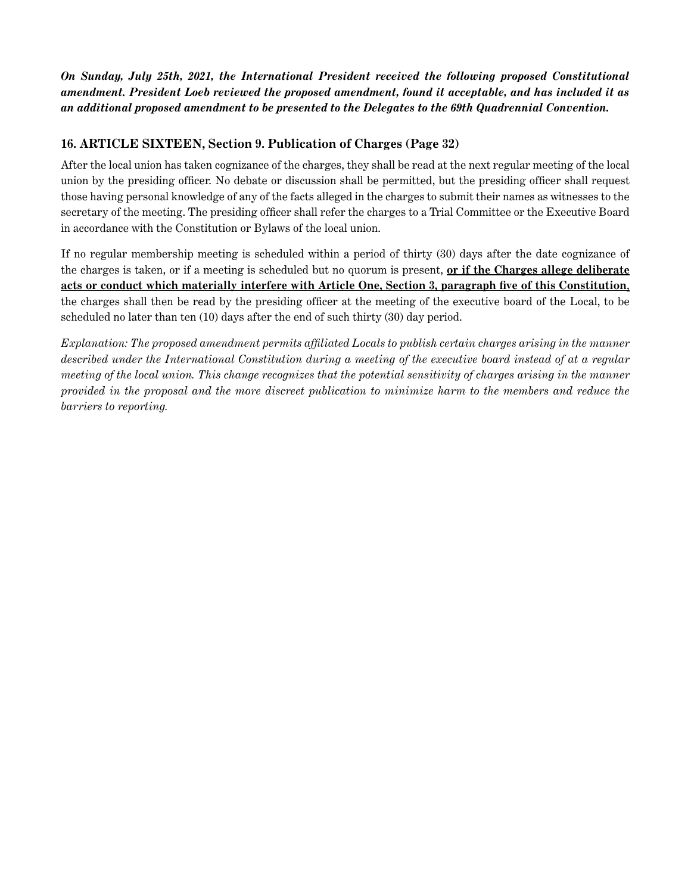***On Sunday, July 25th, 2021, the International President received the following proposed Constitutional amendment. President Loeb reviewed the proposed amendment, found it acceptable, and has included it as an additional proposed amendment to be presented to the Delegates to the 69th Quadrennial Convention.***

### 16. ARTICLE SIXTEEN, Section 9. Publication of Charges (Page 32)

After the local union has taken cognizance of the charges, they shall be read at the next regular meeting of the local union by the presiding officer. No debate or discussion shall be permitted, but the presiding officer shall request those having personal knowledge of any of the facts alleged in the charges to submit their names as witnesses to the secretary of the meeting. The presiding officer shall refer the charges to a Trial Committee or the Executive Board in accordance with the Constitution or Bylaws of the local union.

If no regular membership meeting is scheduled within a period of thirty (30) days after the date cognizance of the charges is taken, or if a meeting is scheduled but no quorum is present, <u>**or if the Charges allege deliberate acts or conduct which materially interfere with Article One, Section 3, paragraph five of this Constitution,**</u> the charges shall then be read by the presiding officer at the meeting of the executive board of the Local, to be scheduled no later than ten (10) days after the end of such thirty (30) day period.

*Explanation: The proposed amendment permits affiliated Locals to publish certain charges arising in the manner described under the International Constitution during a meeting of the executive board instead of at a regular meeting of the local union. This change recognizes that the potential sensitivity of charges arising in the manner provided in the proposal and the more discreet publication to minimize harm to the members and reduce the barriers to reporting.*